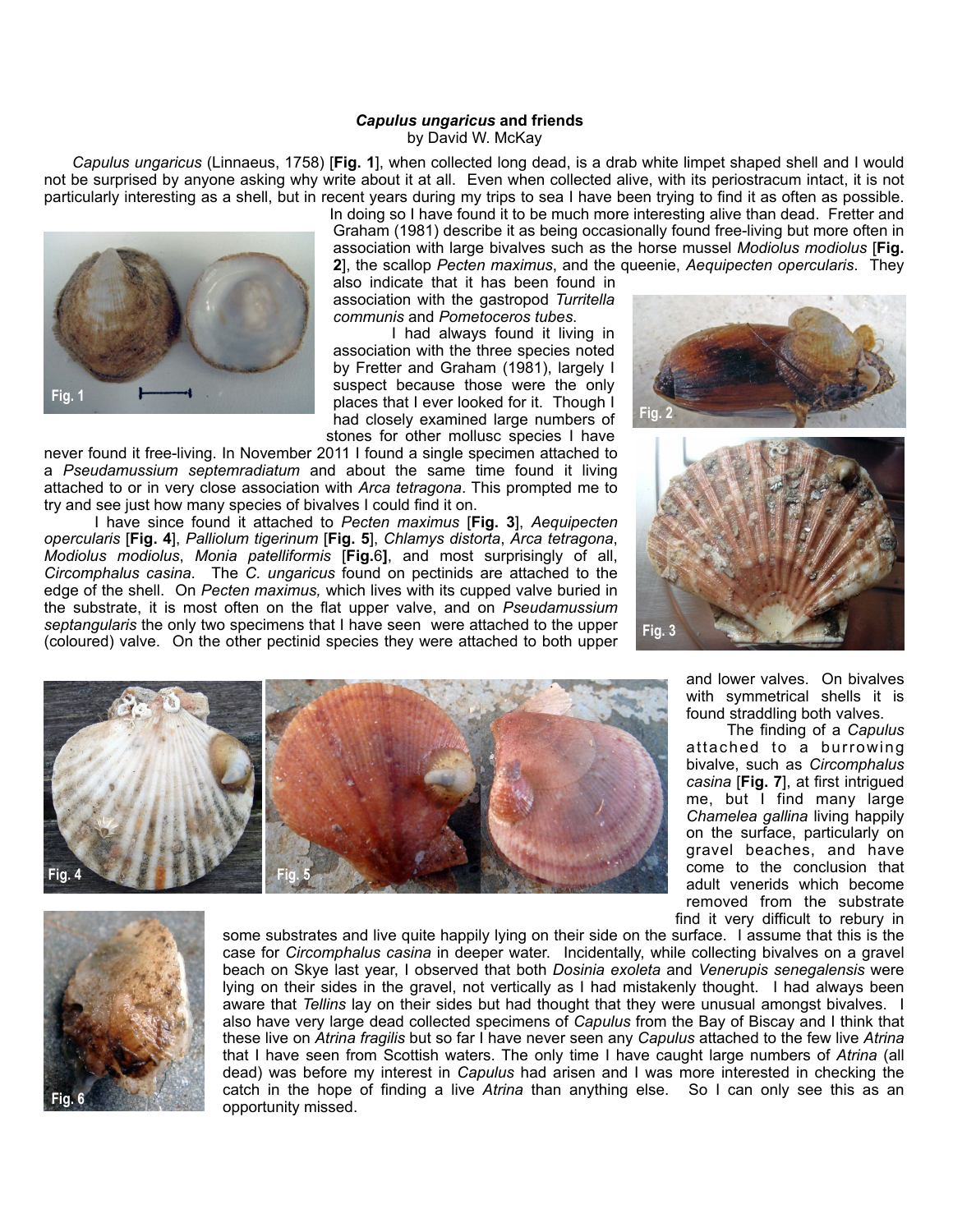### ***Capulus ungaricus* and friends**

by David W. McKay

*Capulus ungaricus* (Linnaeus, 1758) [**Fig. 1**], when collected long dead, is a drab white limpet shaped shell and I would not be surprised by anyone asking why write about it at all. Even when collected alive, with its periostracum intact, it is not particularly interesting as a shell, but in recent years during my trips to sea I have been trying to find it as often as possible. In doing so I have found it to be much more interesting alive than dead. Fretter and Graham (1981) describe it as being occasionally found free-living but more often in association with large bivalves such as the horse mussel *Modiolus modiolus* [**Fig. 2**], the scallop *Pecten maximus*, and the queenie, *Aequipecten opercularis*. They also indicate that it has been found in association with the gastropod *Turritella communis* and *Pometoceros tubes*.

I had always found it living in association with the three species noted by Fretter and Graham (1981), largely I suspect because those were the only places that I ever looked for it. Though I had closely examined large numbers of stones for other mollusc species I have never found it free-living. In November 2011 I found a single specimen attached to a *Pseudamussium septemradiatum* and about the same time found it living attached to or in very close association with *Arca tetragona*. This prompted me to try and see just how many species of bivalves I could find it on.

I have since found it attached to *Pecten maximus* [**Fig. 3**], *Aequipecten opercularis* [**Fig. 4**], *Palliolum tigerinum* [**Fig. 5**], *Chlamys distorta*, *Arca tetragona*, *Modiolus modiolus*, *Monia patelliformis* [**Fig.6**], and most surprisingly of all, *Circomphalus casina*. The *C. ungaricus* found on pectinids are attached to the edge of the shell. On *Pecten maximus,* which lives with its cupped valve buried in the substrate, it is most often on the flat upper valve, and on *Pseudamussium septangularis* the only two specimens that I have seen were attached to the upper (coloured) valve. On the other pectinid species they were attached to both upper and lower valves. On bivalves with symmetrical shells it is found straddling both valves.

Fig. 1

Fig. 2

Fig. 3

Fig. 4

Fig. 5

The finding of a *Capulus* attached to a burrowing bivalve, such as *Circomphalus casina* [**Fig. 7**], at first intrigued me, but I find many large *Chamelea gallina* living happily on the surface, particularly on gravel beaches, and have come to the conclusion that adult venerids which become removed from the substrate find it very difficult to rebury in some substrates and live quite happily lying on their side on the surface. I assume that this is the case for *Circomphalus casina* in deeper water. Incidentally, while collecting bivalves on a gravel beach on Skye last year, I observed that both *Dosinia exoleta* and *Venerupis senegalensis* were lying on their sides in the gravel, not vertically as I had mistakenly thought. I had always been aware that *Tellins* lay on their sides but had thought that they were unusual amongst bivalves. I also have very large dead collected specimens of *Capulus* from the Bay of Biscay and I think that these live on *Atrina fragilis* but so far I have never seen any *Capulus* attached to the few live *Atrina* that I have seen from Scottish waters. The only time I have caught large numbers of *Atrina* (all dead) was before my interest in *Capulus* had arisen and I was more interested in checking the catch in the hope of finding a live *Atrina* than anything else. So I can only see this as an opportunity missed.

Fig. 6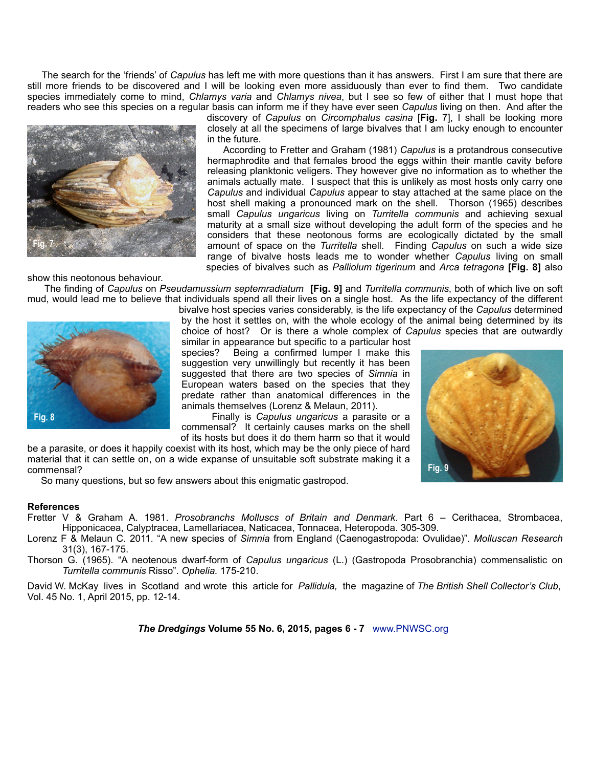The search for the 'friends' of *Capulus* has left me with more questions than it has answers. First I am sure that there are still more friends to be discovered and I will be looking even more assiduously than ever to find them. Two candidate species immediately come to mind, *Chlamys varia* and *Chlamys nivea*, but I see so few of either that I must hope that readers who see this species on a regular basis can inform me if they have ever seen *Capulus* living on then. And after the discovery of *Capulus* on *Circomphalus casina* [**Fig.** 7], I shall be looking more closely at all the specimens of large bivalves that I am lucky enough to encounter in the future.

According to Fretter and Graham (1981) *Capulus* is a protandrous consecutive hermaphrodite and that females brood the eggs within their mantle cavity before releasing planktonic veligers. They however give no information as to whether the animals actually mate. I suspect that this is unlikely as most hosts only carry one *Capulus* and individual *Capulus* appear to stay attached at the same place on the host shell making a pronounced mark on the shell. Thorson (1965) describes small *Capulus ungaricus* living on *Turritella communis* and achieving sexual maturity at a small size without developing the adult form of the species and he considers that these neotonous forms are ecologically dictated by the small amount of space on the *Turritella* shell. Finding *Capulus* on such a wide size range of bivalve hosts leads me to wonder whether *Capulus* living on small species of bivalves such as *Palliolum tigerinum* and *Arca tetragona* **[Fig. 8]** also show this neotonous behaviour.

Fig. 7

The finding of *Capulus* on *Pseudamussium septemradiatum* **[Fig. 9]** and *Turritella communis*, both of which live on soft mud, would lead me to believe that individuals spend all their lives on a single host. As the life expectancy of the different bivalve host species varies considerably, is the life expectancy of the *Capulus* determined by the host it settles on, with the whole ecology of the animal being determined by its choice of host? Or is there a whole complex of *Capulus* species that are outwardly similar in appearance but specific to a particular host species? Being a confirmed lumper I make this suggestion very unwillingly but recently it has been suggested that there are two species of *Simnia* in European waters based on the species that they predate rather than anatomical differences in the animals themselves (Lorenz & Melaun, 2011).

Fig. 8

Finally is *Capulus ungaricus* a parasite or a commensal? It certainly causes marks on the shell of its hosts but does it do them harm so that it would be a parasite, or does it happily coexist with its host, which may be the only piece of hard material that it can settle on, on a wide expanse of unsuitable soft substrate making it a commensal?

So many questions, but so few answers about this enigmatic gastropod.

Fig. 9

**References**

Fretter V & Graham A. 1981. *Prosobranchs Molluscs of Britain and Denmark*. Part 6 – Cerithacea, Strombacea, Hipponicacea, Calyptracea, Lamellariacea, Naticacea, Tonnacea, Heteropoda. 305-309.

Lorenz F & Melaun C. 2011. "A new species of *Simnia* from England (Caenogastropoda: Ovulidae)". *Molluscan Research* 31(3), 167-175.

Thorson G. (1965). "A neotenous dwarf-form of *Capulus ungaricus* (L.) (Gastropoda Prosobranchia) commensalistic on *Turritella communis* Risso". *Ophelia.* 175-210.

David W. McKay lives in Scotland and wrote this article for *Pallidula,* the magazine of *The British Shell Collector's Club*, Vol. 45 No. 1, April 2015, pp. 12-14.